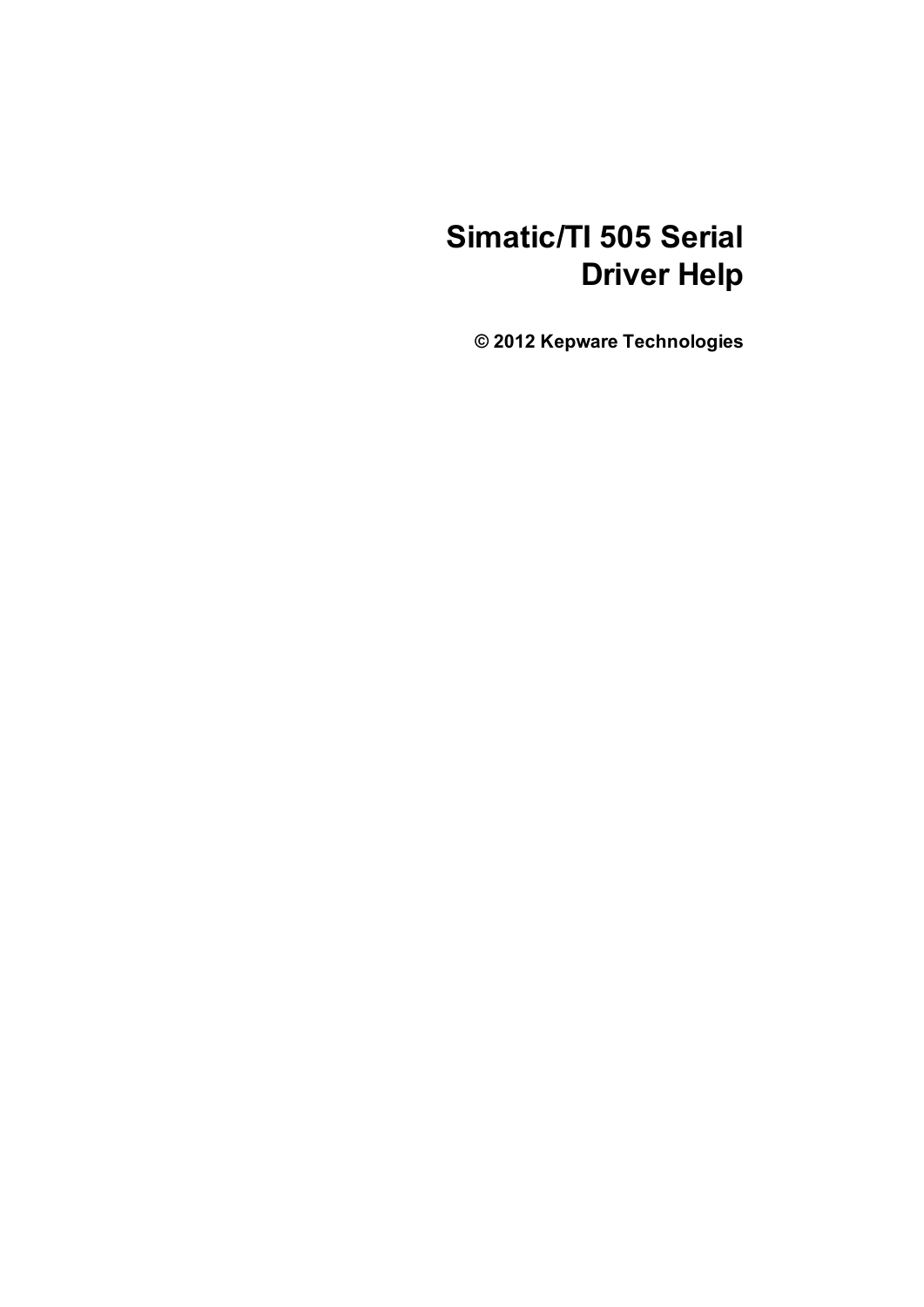# Simatic/TI 505 Serial Driver Help

**© 2012 Kepware Technologies**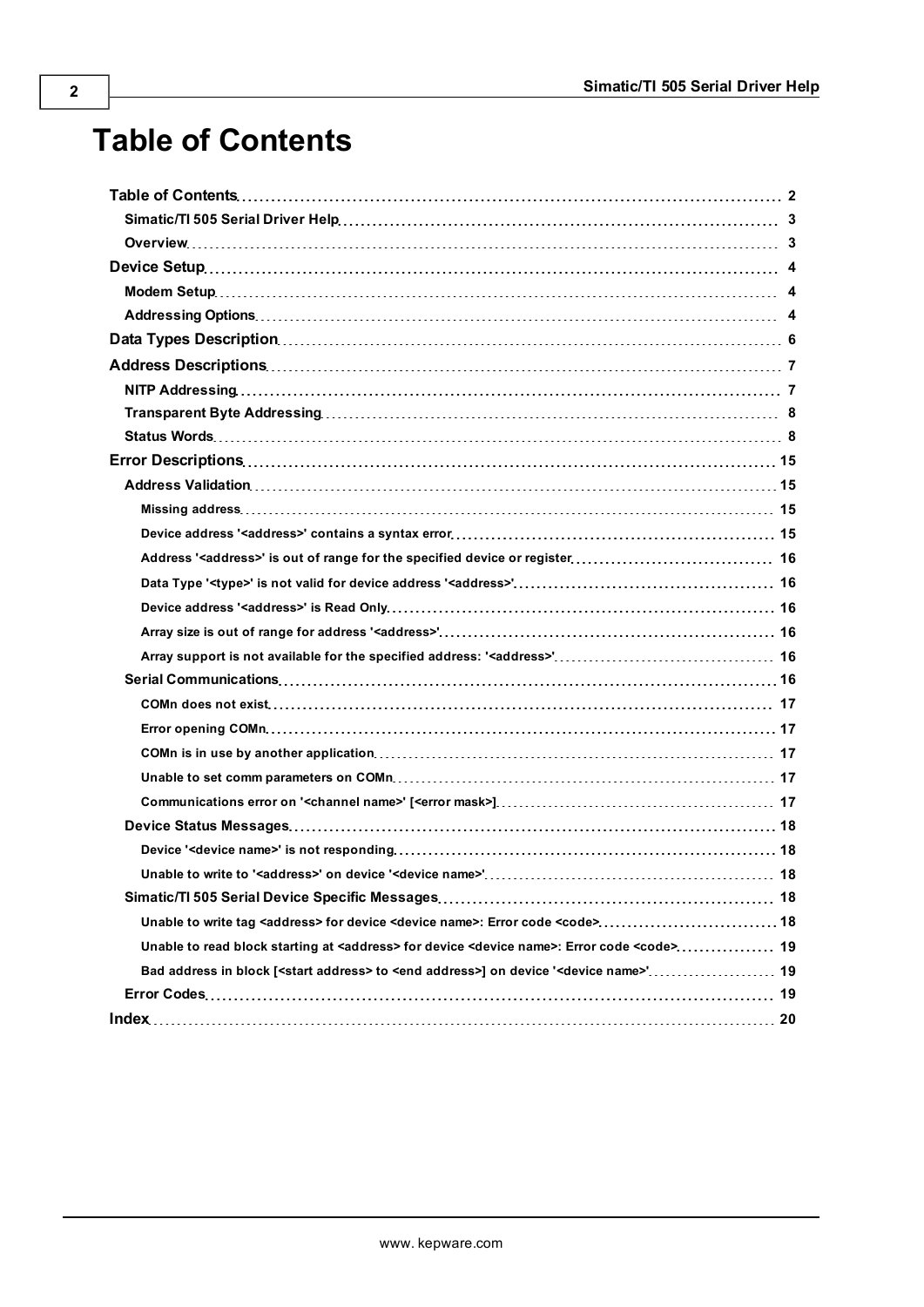# Table of Contents

| | |
|---|---|
| **Table of Contents** | 2 |
| Simatic/TI 505 Serial Driver Help | 3 |
| Overview | 3 |
| **Device Setup** | 4 |
| Modem Setup | 4 |
| Addressing Options | 4 |
| **Data Types Description** | 6 |
| **Address Descriptions** | 7 |
| NITP Addressing | 7 |
| Transparent Byte Addressing | 8 |
| Status Words | 8 |
| **Error Descriptions** | 15 |
| Address Validation | 15 |
| Missing address | 15 |
| Device address '<address>' contains a syntax error | 15 |
| Address '<address>' is out of range for the specified device or register | 16 |
| Data Type '<type>' is not valid for device address '<address>' | 16 |
| Device address '<address>' is Read Only | 16 |
| Array size is out of range for address '<address>' | 16 |
| Array support is not available for the specified address: '<address>' | 16 |
| Serial Communications | 16 |
| COMn does not exist | 17 |
| Error opening COMn | 17 |
| COMn is in use by another application | 17 |
| Unable to set comm parameters on COMn | 17 |
| Communications error on '<channel name>' [<error mask>] | 17 |
| Device Status Messages | 18 |
| Device '<device name>' is not responding | 18 |
| Unable to write to '<address>' on device '<device name>' | 18 |
| Simatic/TI 505 Serial Device Specific Messages | 18 |
| Unable to write tag <address> for device <device name>: Error code <code> | 18 |
| Unable to read block starting at <address> for device <device name>: Error code <code> | 19 |
| Bad address in block [<start address> to <end address>] on device '<device name>' | 19 |
| Error Codes | 19 |
| **Index** | 20 |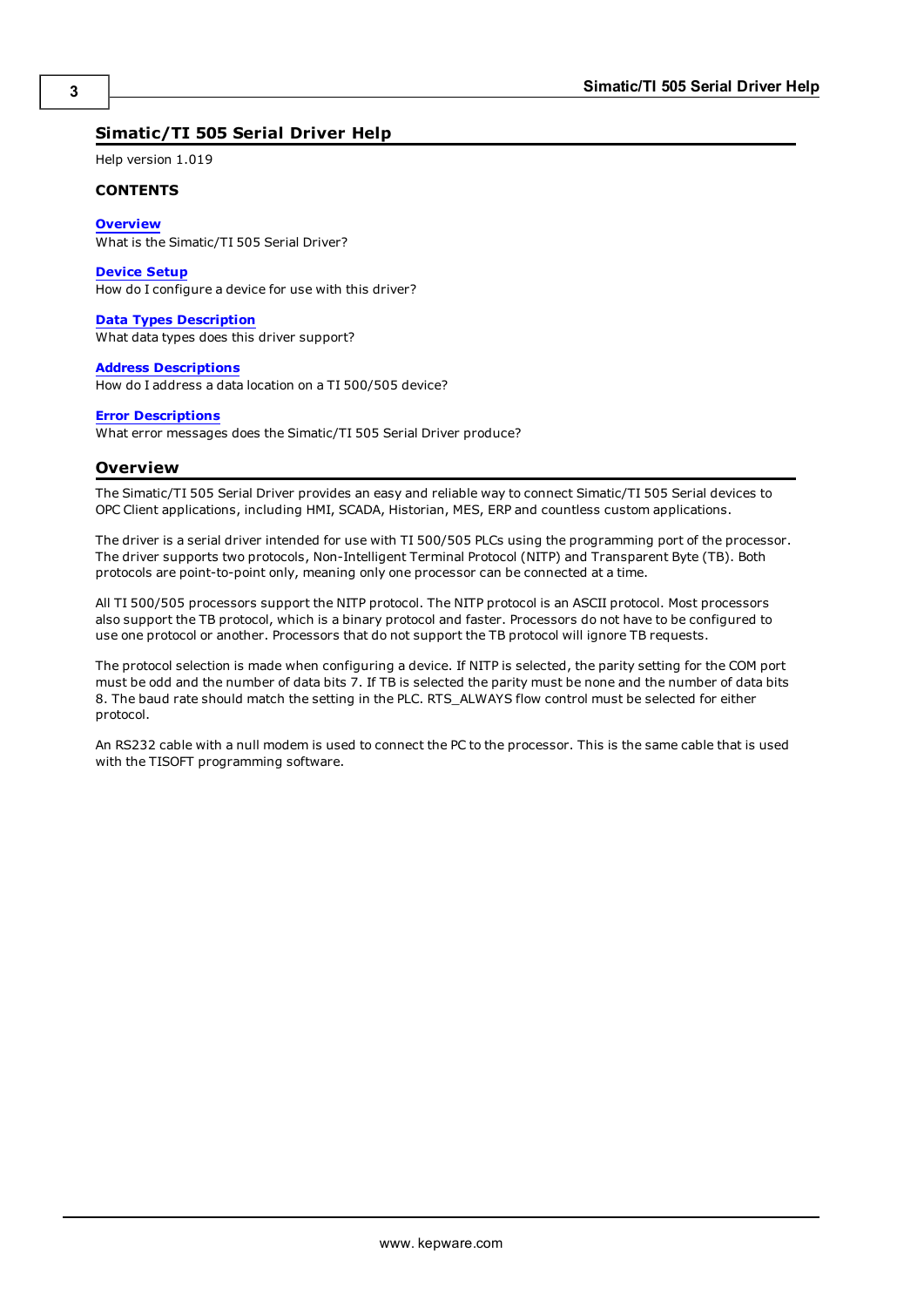# Simatic/TI 505 Serial Driver Help

Help version 1.019

**CONTENTS**

**Overview**
What is the Simatic/TI 505 Serial Driver?

**Device Setup**
How do I configure a device for use with this driver?

**Data Types Description**
What data types does this driver support?

**Address Descriptions**
How do I address a data location on a TI 500/505 device?

**Error Descriptions**
What error messages does the Simatic/TI 505 Serial Driver produce?

## Overview

The Simatic/TI 505 Serial Driver provides an easy and reliable way to connect Simatic/TI 505 Serial devices to OPC Client applications, including HMI, SCADA, Historian, MES, ERP and countless custom applications.

The driver is a serial driver intended for use with TI 500/505 PLCs using the programming port of the processor. The driver supports two protocols, Non-Intelligent Terminal Protocol (NITP) and Transparent Byte (TB). Both protocols are point-to-point only, meaning only one processor can be connected at a time.

All TI 500/505 processors support the NITP protocol. The NITP protocol is an ASCII protocol. Most processors also support the TB protocol, which is a binary protocol and faster. Processors do not have to be configured to use one protocol or another. Processors that do not support the TB protocol will ignore TB requests.

The protocol selection is made when configuring a device. If NITP is selected, the parity setting for the COM port must be odd and the number of data bits 7. If TB is selected the parity must be none and the number of data bits 8. The baud rate should match the setting in the PLC. RTS_ALWAYS flow control must be selected for either protocol.

An RS232 cable with a null modem is used to connect the PC to the processor. This is the same cable that is used with the TISOFT programming software.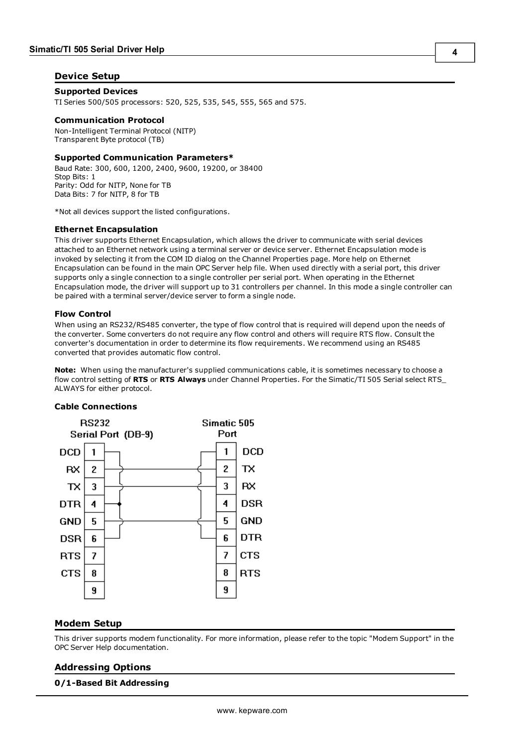## Device Setup

### Supported Devices

TI Series 500/505 processors: 520, 525, 535, 545, 555, 565 and 575.

### Communication Protocol

Non-Intelligent Terminal Protocol (NITP)
Transparent Byte protocol (TB)

### Supported Communication Parameters*

Baud Rate: 300, 600, 1200, 2400, 9600, 19200, or 38400
Stop Bits: 1
Parity: Odd for NITP, None for TB
Data Bits: 7 for NITP, 8 for TB

*Not all devices support the listed configurations.

### Ethernet Encapsulation

This driver supports Ethernet Encapsulation, which allows the driver to communicate with serial devices attached to an Ethernet network using a terminal server or device server. Ethernet Encapsulation mode is invoked by selecting it from the COM ID dialog on the Channel Properties page. More help on Ethernet Encapsulation can be found in the main OPC Server help file. When used directly with a serial port, this driver supports only a single connection to a single controller per serial port. When operating in the Ethernet Encapsulation mode, the driver will support up to 31 controllers per channel. In this mode a single controller can be paired with a terminal server/device server to form a single node.

### Flow Control

When using an RS232/RS485 converter, the type of flow control that is required will depend upon the needs of the converter. Some converters do not require any flow control and others will require RTS flow. Consult the converter's documentation in order to determine its flow requirements. We recommend using an RS485 converted that provides automatic flow control.

**Note:** When using the manufacturer's supplied communications cable, it is sometimes necessary to choose a flow control setting of **RTS** or **RTS Always** under Channel Properties. For the Simatic/TI 505 Serial select RTS_ALWAYS for either protocol.

### Cable Connections

RS232
Serial Port (DB-9)

DCD 1
RX 2
TX 3
DTR 4
GND 5
DSR 6
RTS 7
CTS 8
9

Simatic 505
Port

1 DCD
2 TX
3 RX
4 DSR
5 GND
6 DTR
7 CTS
8 RTS
9

## Modem Setup

This driver supports modem functionality. For more information, please refer to the topic "Modem Support" in the OPC Server Help documentation.

## Addressing Options

### 0/1-Based Bit Addressing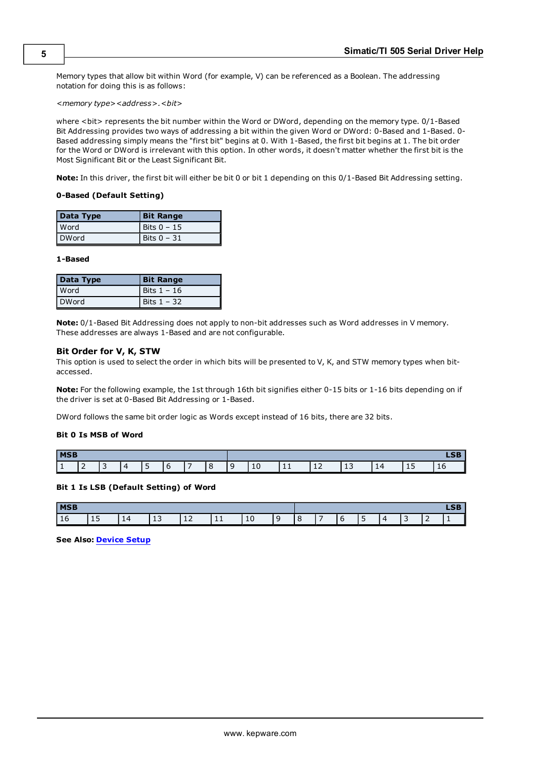Memory types that allow bit within Word (for example, V) can be referenced as a Boolean. The addressing notation for doing this is as follows:

*<memory type><address>.<bit>*

where <bit> represents the bit number within the Word or DWord, depending on the memory type. 0/1-Based Bit Addressing provides two ways of addressing a bit within the given Word or DWord: 0-Based and 1-Based. 0-Based addressing simply means the "first bit" begins at 0. With 1-Based, the first bit begins at 1. The bit order for the Word or DWord is irrelevant with this option. In other words, it doesn't matter whether the first bit is the Most Significant Bit or the Least Significant Bit.

**Note:** In this driver, the first bit will either be bit 0 or bit 1 depending on this 0/1-Based Bit Addressing setting.

**0-Based (Default Setting)**

| Data Type | Bit Range |
|---|---|
| Word | Bits 0 – 15 |
| DWord | Bits 0 – 31 |

**1-Based**

| Data Type | Bit Range |
|---|---|
| Word | Bits 1 – 16 |
| DWord | Bits 1 – 32 |

**Note:** 0/1-Based Bit Addressing does not apply to non-bit addresses such as Word addresses in V memory. These addresses are always 1-Based and are not configurable.

### Bit Order for V, K, STW

This option is used to select the order in which bits will be presented to V, K, and STW memory types when bit-accessed.

**Note:** For the following example, the 1st through 16th bit signifies either 0-15 bits or 1-16 bits depending on if the driver is set at 0-Based Bit Addressing or 1-Based.

DWord follows the same bit order logic as Words except instead of 16 bits, there are 32 bits.

**Bit 0 Is MSB of Word**

| MSB | | | | | | | | | | | | | | | LSB |
|---|---|---|---|---|---|---|---|---|---|---|---|---|---|---|---|
| 1 | 2 | 3 | 4 | 5 | 6 | 7 | 8 | 9 | 10 | 11 | 12 | 13 | 14 | 15 | 16 |

**Bit 1 Is LSB (Default Setting) of Word**

| MSB | | | | | | | | | | | | | | | LSB |
|---|---|---|---|---|---|---|---|---|---|---|---|---|---|---|---|
| 16 | 15 | 14 | 13 | 12 | 11 | 10 | 9 | 8 | 7 | 6 | 5 | 4 | 3 | 2 | 1 |

**See Also:** Device Setup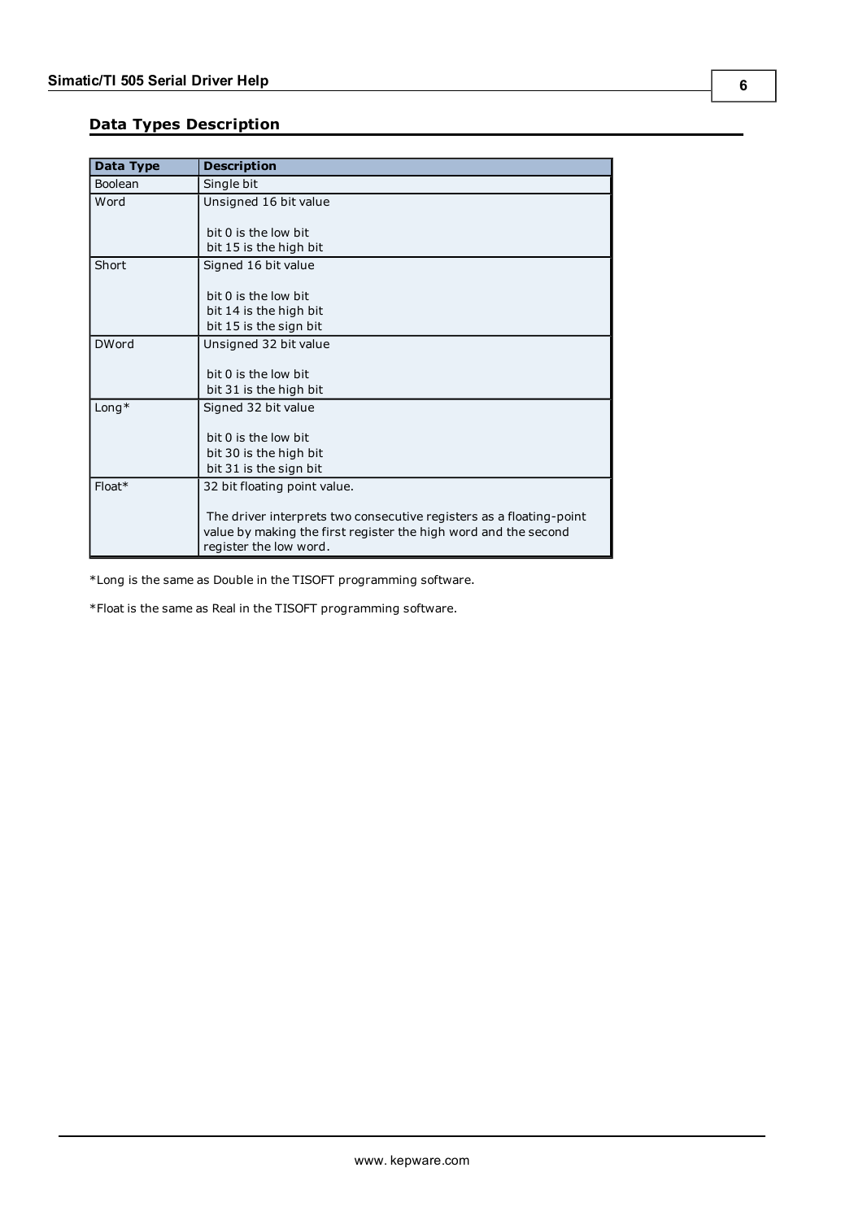## Data Types Description

| Data Type | Description |
|---|---|
| Boolean | Single bit |
| Word | Unsigned 16 bit value<br><br>bit 0 is the low bit<br>bit 15 is the high bit |
| Short | Signed 16 bit value<br><br>bit 0 is the low bit<br>bit 14 is the high bit<br>bit 15 is the sign bit |
| DWord | Unsigned 32 bit value<br><br>bit 0 is the low bit<br>bit 31 is the high bit |
| Long* | Signed 32 bit value<br><br>bit 0 is the low bit<br>bit 30 is the high bit<br>bit 31 is the sign bit |
| Float* | 32 bit floating point value.<br><br>The driver interprets two consecutive registers as a floating-point value by making the first register the high word and the second register the low word. |

*Long is the same as Double in the TISOFT programming software.

*Float is the same as Real in the TISOFT programming software.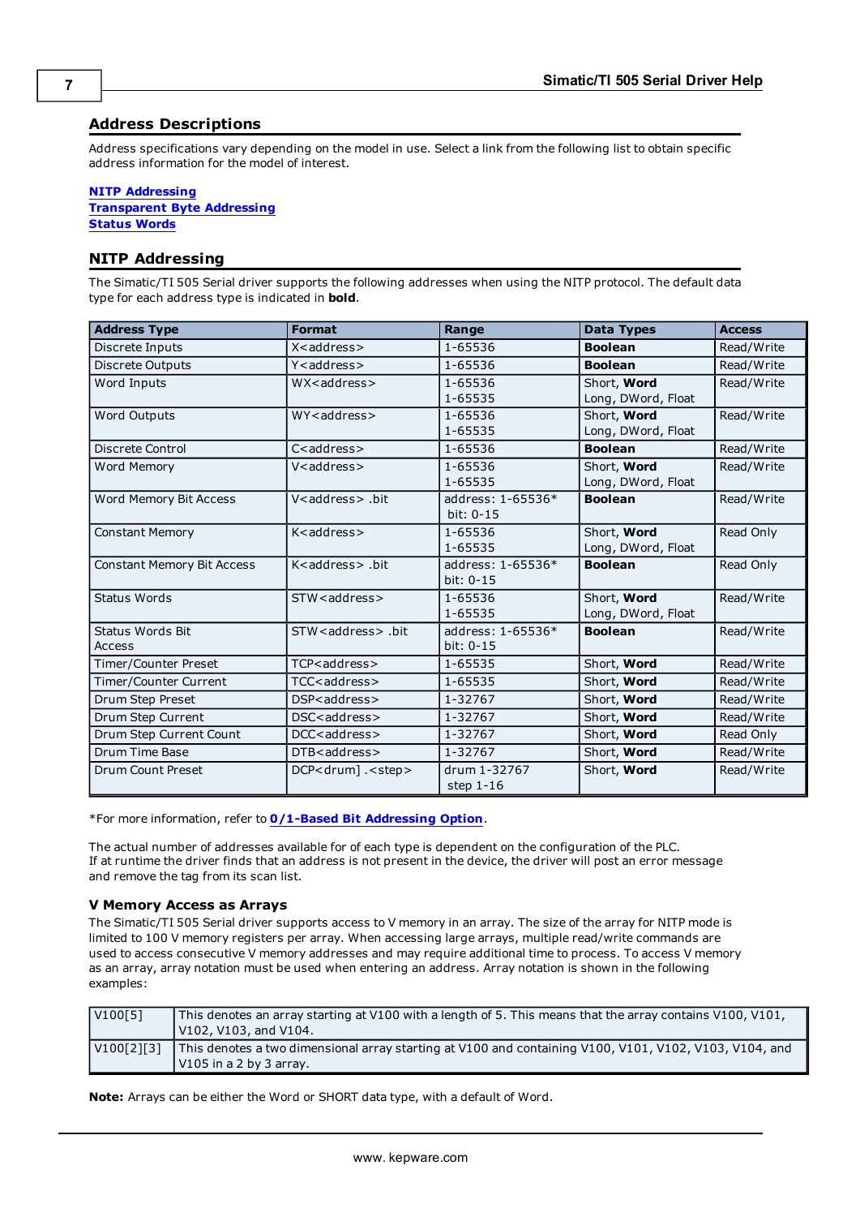## Address Descriptions

Address specifications vary depending on the model in use. Select a link from the following list to obtain specific address information for the model of interest.

**NITP Addressing**
**Transparent Byte Addressing**
**Status Words**

## NITP Addressing

The Simatic/TI 505 Serial driver supports the following addresses when using the NITP protocol. The default data type for each address type is indicated in **bold**.

| Address Type | Format | Range | Data Types | Access |
|---|---|---|---|---|
| Discrete Inputs | X<address> | 1-65536 | **Boolean** | Read/Write |
| Discrete Outputs | Y<address> | 1-65536 | **Boolean** | Read/Write |
| Word Inputs | WX<address> | 1-65536<br>1-65535 | Short, **Word**<br>Long, DWord, Float | Read/Write |
| Word Outputs | WY<address> | 1-65536<br>1-65535 | Short, **Word**<br>Long, DWord, Float | Read/Write |
| Discrete Control | C<address> | 1-65536 | **Boolean** | Read/Write |
| Word Memory | V<address> | 1-65536<br>1-65535 | Short, **Word**<br>Long, DWord, Float | Read/Write |
| Word Memory Bit Access | V<address> .bit | address: 1-65536*<br>bit: 0-15 | **Boolean** | Read/Write |
| Constant Memory | K<address> | 1-65536<br>1-65535 | Short, **Word**<br>Long, DWord, Float | Read Only |
| Constant Memory Bit Access | K<address> .bit | address: 1-65536*<br>bit: 0-15 | **Boolean** | Read Only |
| Status Words | STW<address> | 1-65536<br>1-65535 | Short, **Word**<br>Long, DWord, Float | Read/Write |
| Status Words Bit Access | STW<address> .bit | address: 1-65536*<br>bit: 0-15 | **Boolean** | Read/Write |
| Timer/Counter Preset | TCP<address> | 1-65535 | Short, **Word** | Read/Write |
| Timer/Counter Current | TCC<address> | 1-65535 | Short, **Word** | Read/Write |
| Drum Step Preset | DSP<address> | 1-32767 | Short, **Word** | Read/Write |
| Drum Step Current | DSC<address> | 1-32767 | Short, **Word** | Read/Write |
| Drum Step Current Count | DCC<address> | 1-32767 | Short, **Word** | Read Only |
| Drum Time Base | DTB<address> | 1-32767 | Short, **Word** | Read/Write |
| Drum Count Preset | DCP<drum] .<step> | drum 1-32767<br>step 1-16 | Short, **Word** | Read/Write |

*For more information, refer to **0/1-Based Bit Addressing Option**.

The actual number of addresses available for of each type is dependent on the configuration of the PLC. If at runtime the driver finds that an address is not present in the device, the driver will post an error message and remove the tag from its scan list.

### V Memory Access as Arrays

The Simatic/TI 505 Serial driver supports access to V memory in an array. The size of the array for NITP mode is limited to 100 V memory registers per array. When accessing large arrays, multiple read/write commands are used to access consecutive V memory addresses and may require additional time to process. To access V memory as an array, array notation must be used when entering an address. Array notation is shown in the following examples:

| | |
|---|---|
| V100[5] | This denotes an array starting at V100 with a length of 5. This means that the array contains V100, V101, V102, V103, and V104. |
| V100[2][3] | This denotes a two dimensional array starting at V100 and containing V100, V101, V102, V103, V104, and V105 in a 2 by 3 array. |

**Note:** Arrays can be either the Word or SHORT data type, with a default of Word.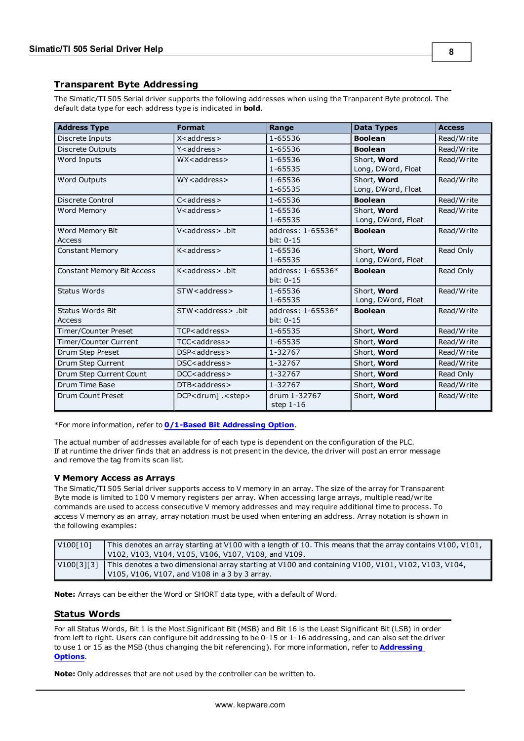## Transparent Byte Addressing

The Simatic/TI 505 Serial driver supports the following addresses when using the Tranparent Byte protocol. The default data type for each address type is indicated in **bold**.

| Address Type | Format | Range | Data Types | Access |
|---|---|---|---|---|
| Discrete Inputs | X<address> | 1-65536 | **Boolean** | Read/Write |
| Discrete Outputs | Y<address> | 1-65536 | **Boolean** | Read/Write |
| Word Inputs | WX<address> | 1-65536<br>1-65535 | Short, **Word**<br>Long, DWord, Float | Read/Write |
| Word Outputs | WY<address> | 1-65536<br>1-65535 | Short, **Word**<br>Long, DWord, Float | Read/Write |
| Discrete Control | C<address> | 1-65536 | **Boolean** | Read/Write |
| Word Memory | V<address> | 1-65536<br>1-65535 | Short, **Word**<br>Long, DWord, Float | Read/Write |
| Word Memory Bit Access | V<address> .bit | address: 1-65536*<br>bit: 0-15 | **Boolean** | Read/Write |
| Constant Memory | K<address> | 1-65536<br>1-65535 | Short, **Word**<br>Long, DWord, Float | Read Only |
| Constant Memory Bit Access | K<address> .bit | address: 1-65536*<br>bit: 0-15 | **Boolean** | Read Only |
| Status Words | STW<address> | 1-65536<br>1-65535 | Short, **Word**<br>Long, DWord, Float | Read/Write |
| Status Words Bit Access | STW<address> .bit | address: 1-65536*<br>bit: 0-15 | **Boolean** | Read/Write |
| Timer/Counter Preset | TCP<address> | 1-65535 | Short, **Word** | Read/Write |
| Timer/Counter Current | TCC<address> | 1-65535 | Short, **Word** | Read/Write |
| Drum Step Preset | DSP<address> | 1-32767 | Short, **Word** | Read/Write |
| Drum Step Current | DSC<address> | 1-32767 | Short, **Word** | Read/Write |
| Drum Step Current Count | DCC<address> | 1-32767 | Short, **Word** | Read Only |
| Drum Time Base | DTB<address> | 1-32767 | Short, **Word** | Read/Write |
| Drum Count Preset | DCP<drum] .<step> | drum 1-32767<br>step 1-16 | Short, **Word** | Read/Write |

*For more information, refer to **0/1-Based Bit Addressing Option**.

The actual number of addresses available for of each type is dependent on the configuration of the PLC.
If at runtime the driver finds that an address is not present in the device, the driver will post an error message and remove the tag from its scan list.

### V Memory Access as Arrays

The Simatic/TI 505 Serial driver supports access to V memory in an array. The size of the array for Transparent Byte mode is limited to 100 V memory registers per array. When accessing large arrays, multiple read/write commands are used to access consecutive V memory addresses and may require additional time to process. To access V memory as an array, array notation must be used when entering an address. Array notation is shown in the following examples:

| | |
|---|---|
| V100[10] | This denotes an array starting at V100 with a length of 10. This means that the array contains V100, V101, V102, V103, V104, V105, V106, V107, V108, and V109. |
| V100[3][3] | This denotes a two dimensional array starting at V100 and containing V100, V101, V102, V103, V104, V105, V106, V107, and V108 in a 3 by 3 array. |

**Note:** Arrays can be either the Word or SHORT data type, with a default of Word.

## Status Words

For all Status Words, Bit 1 is the Most Significant Bit (MSB) and Bit 16 is the Least Significant Bit (LSB) in order from left to right. Users can configure bit addressing to be 0-15 or 1-16 addressing, and can also set the driver to use 1 or 15 as the MSB (thus changing the bit referencing). For more information, refer to **Addressing Options**.

**Note:** Only addresses that are not used by the controller can be written to.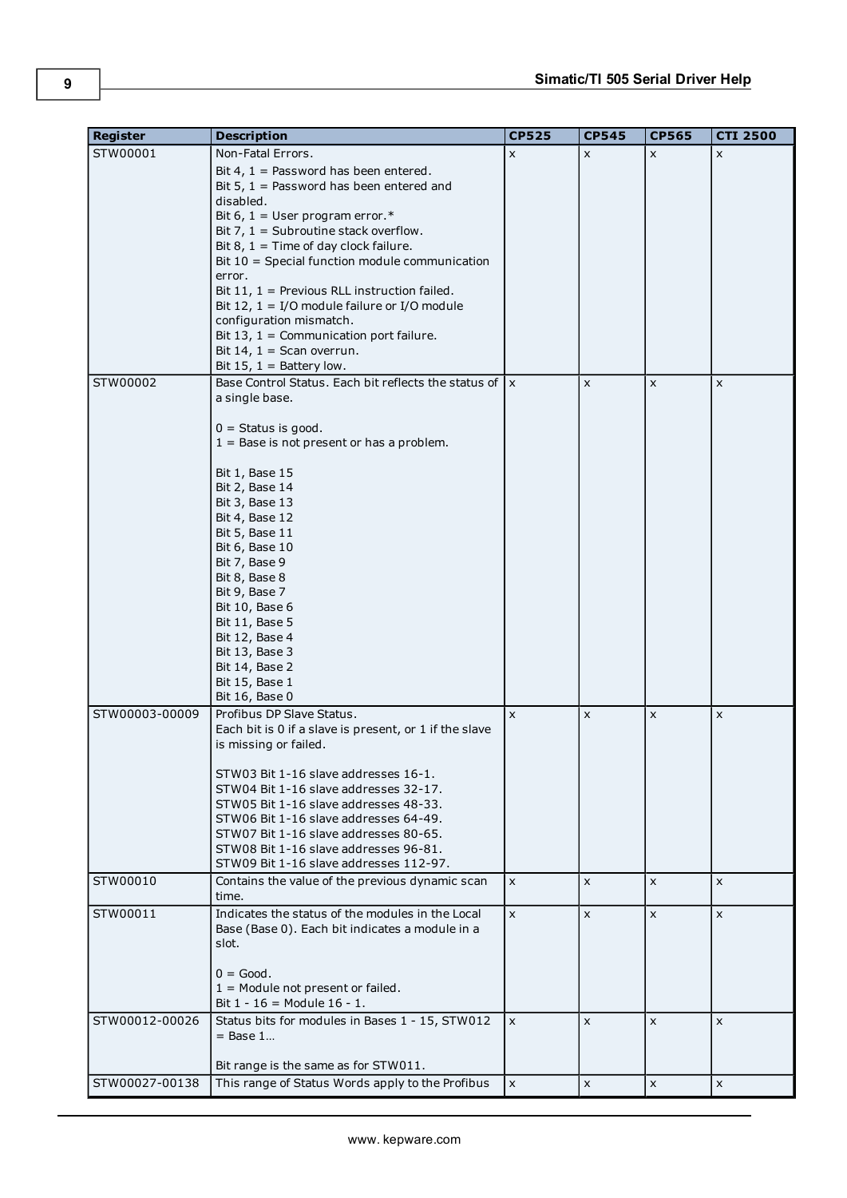| Register | Description | CP525 | CP545 | CP565 | CTI 2500 |
|---|---|---|---|---|---|
| STW00001 | Non-Fatal Errors.<br>Bit 4, 1 = Password has been entered.<br>Bit 5, 1 = Password has been entered and disabled.<br>Bit 6, 1 = User program error.*<br>Bit 7, 1 = Subroutine stack overflow.<br>Bit 8, 1 = Time of day clock failure.<br>Bit 10 = Special function module communication error.<br>Bit 11, 1 = Previous RLL instruction failed.<br>Bit 12, 1 = I/O module failure or I/O module configuration mismatch.<br>Bit 13, 1 = Communication port failure.<br>Bit 14, 1 = Scan overrun.<br>Bit 15, 1 = Battery low. | x | x | x | x |
| STW00002 | Base Control Status. Each bit reflects the status of a single base.<br><br>0 = Status is good.<br>1 = Base is not present or has a problem.<br><br>Bit 1, Base 15<br>Bit 2, Base 14<br>Bit 3, Base 13<br>Bit 4, Base 12<br>Bit 5, Base 11<br>Bit 6, Base 10<br>Bit 7, Base 9<br>Bit 8, Base 8<br>Bit 9, Base 7<br>Bit 10, Base 6<br>Bit 11, Base 5<br>Bit 12, Base 4<br>Bit 13, Base 3<br>Bit 14, Base 2<br>Bit 15, Base 1<br>Bit 16, Base 0 | x | x | x | x |
| STW00003-00009 | Profibus DP Slave Status.<br>Each bit is 0 if a slave is present, or 1 if the slave is missing or failed.<br><br>STW03 Bit 1-16 slave addresses 16-1.<br>STW04 Bit 1-16 slave addresses 32-17.<br>STW05 Bit 1-16 slave addresses 48-33.<br>STW06 Bit 1-16 slave addresses 64-49.<br>STW07 Bit 1-16 slave addresses 80-65.<br>STW08 Bit 1-16 slave addresses 96-81.<br>STW09 Bit 1-16 slave addresses 112-97. | x | x | x | x |
| STW00010 | Contains the value of the previous dynamic scan time. | x | x | x | x |
| STW00011 | Indicates the status of the modules in the Local Base (Base 0). Each bit indicates a module in a slot.<br><br>0 = Good.<br>1 = Module not present or failed.<br>Bit 1 - 16 = Module 16 - 1. | x | x | x | x |
| STW00012-00026 | Status bits for modules in Bases 1 - 15, STW012 = Base 1...<br><br>Bit range is the same as for STW011. | x | x | x | x |
| STW00027-00138 | This range of Status Words apply to the Profibus | x | x | x | x |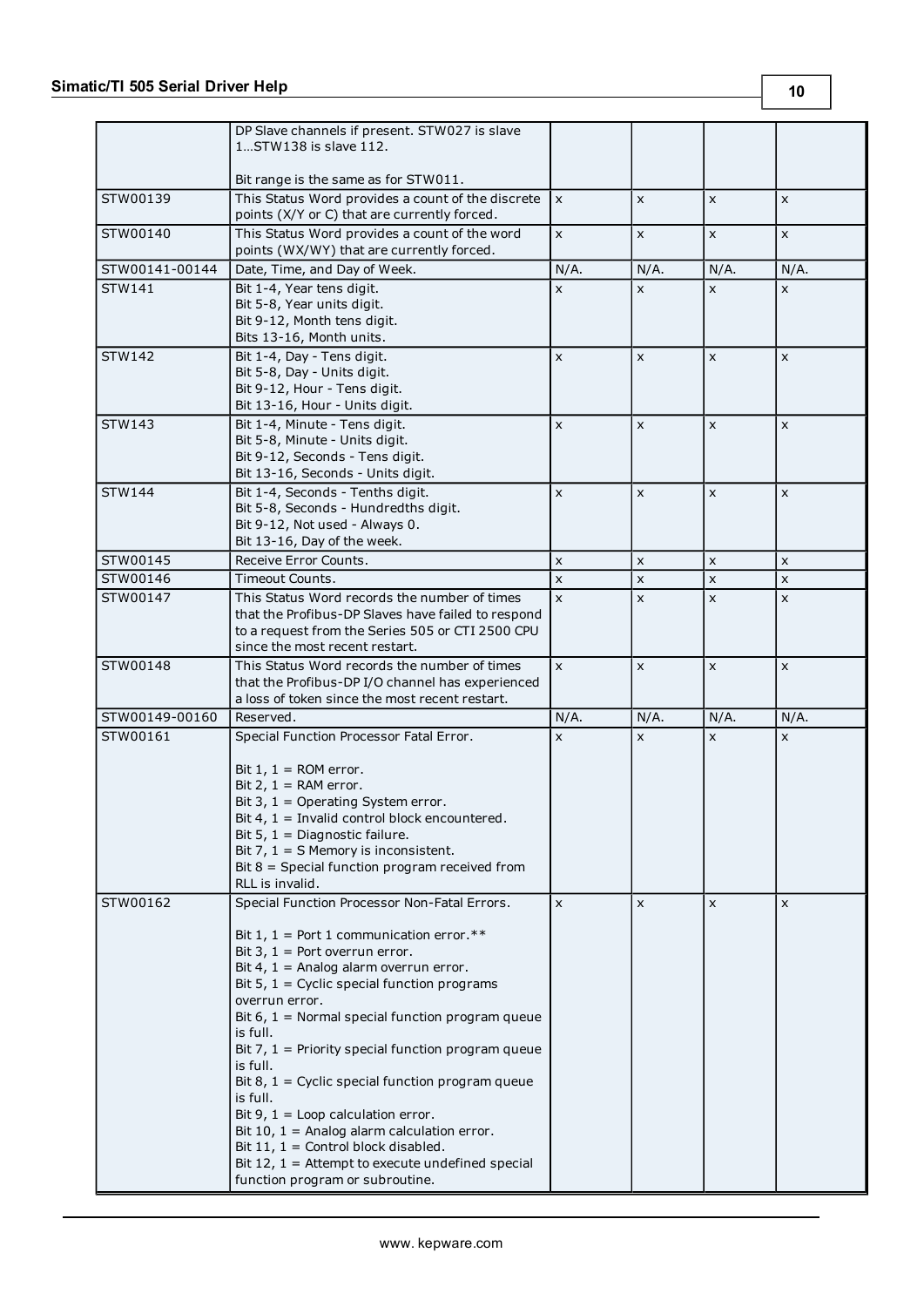| | | | | | |
|---|---|---|---|---|---|
| | DP Slave channels if present. STW027 is slave 1…STW138 is slave 112.<br><br>Bit range is the same as for STW011. | | | | |
| STW00139 | This Status Word provides a count of the discrete points (X/Y or C) that are currently forced. | x | x | x | x |
| STW00140 | This Status Word provides a count of the word points (WX/WY) that are currently forced. | x | x | x | x |
| STW00141-00144 | Date, Time, and Day of Week. | N/A. | N/A. | N/A. | N/A. |
| STW141 | Bit 1-4, Year tens digit.<br>Bit 5-8, Year units digit.<br>Bit 9-12, Month tens digit.<br>Bits 13-16, Month units. | x | x | x | x |
| STW142 | Bit 1-4, Day - Tens digit.<br>Bit 5-8, Day - Units digit.<br>Bit 9-12, Hour - Tens digit.<br>Bit 13-16, Hour - Units digit. | x | x | x | x |
| STW143 | Bit 1-4, Minute - Tens digit.<br>Bit 5-8, Minute - Units digit.<br>Bit 9-12, Seconds - Tens digit.<br>Bit 13-16, Seconds - Units digit. | x | x | x | x |
| STW144 | Bit 1-4, Seconds - Tenths digit.<br>Bit 5-8, Seconds - Hundredths digit.<br>Bit 9-12, Not used - Always 0.<br>Bit 13-16, Day of the week. | x | x | x | x |
| STW00145 | Receive Error Counts. | x | x | x | x |
| STW00146 | Timeout Counts. | x | x | x | x |
| STW00147 | This Status Word records the number of times that the Profibus-DP Slaves have failed to respond to a request from the Series 505 or CTI 2500 CPU since the most recent restart. | x | x | x | x |
| STW00148 | This Status Word records the number of times that the Profibus-DP I/O channel has experienced a loss of token since the most recent restart. | x | x | x | x |
| STW00149-00160 | Reserved. | N/A. | N/A. | N/A. | N/A. |
| STW00161 | Special Function Processor Fatal Error.<br><br>Bit 1, 1 = ROM error.<br>Bit 2, 1 = RAM error.<br>Bit 3, 1 = Operating System error.<br>Bit 4, 1 = Invalid control block encountered.<br>Bit 5, 1 = Diagnostic failure.<br>Bit 7, 1 = S Memory is inconsistent.<br>Bit 8 = Special function program received from RLL is invalid. | x | x | x | x |
| STW00162 | Special Function Processor Non-Fatal Errors.<br><br>Bit 1, 1 = Port 1 communication error.**<br>Bit 3, 1 = Port overrun error.<br>Bit 4, 1 = Analog alarm overrun error.<br>Bit 5, 1 = Cyclic special function programs overrun error.<br>Bit 6, 1 = Normal special function program queue is full.<br>Bit 7, 1 = Priority special function program queue is full.<br>Bit 8, 1 = Cyclic special function program queue is full.<br>Bit 9, 1 = Loop calculation error.<br>Bit 10, 1 = Analog alarm calculation error.<br>Bit 11, 1 = Control block disabled.<br>Bit 12, 1 = Attempt to execute undefined special function program or subroutine. | x | x | x | x |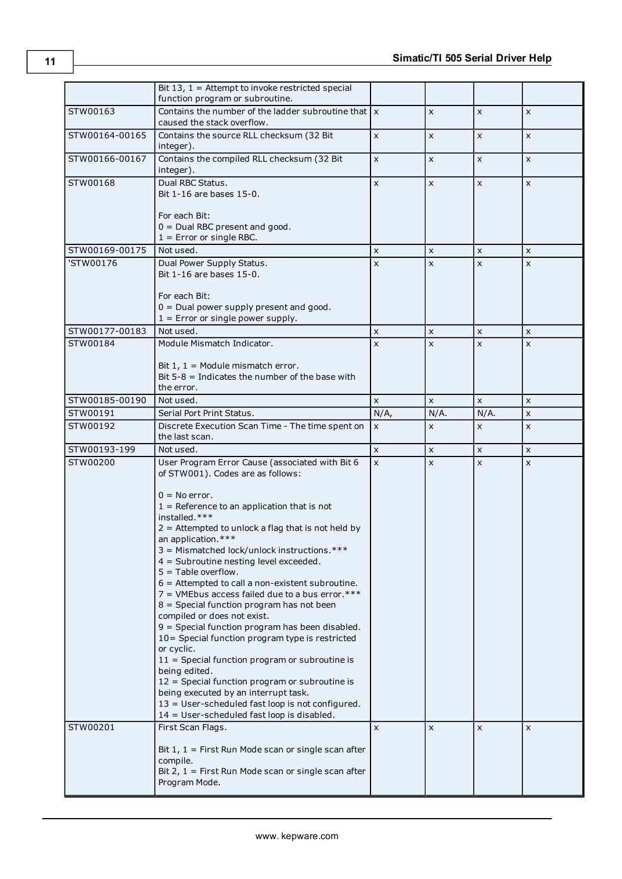| | | | | | |
|---|---|---|---|---|---|
| | Bit 13, 1 = Attempt to invoke restricted special function program or subroutine. | | | | |
| STW00163 | Contains the number of the ladder subroutine that caused the stack overflow. | x | x | x | x |
| STW00164-00165 | Contains the source RLL checksum (32 Bit integer). | x | x | x | x |
| STW00166-00167 | Contains the compiled RLL checksum (32 Bit integer). | x | x | x | x |
| STW00168 | Dual RBC Status.<br>Bit 1-16 are bases 15-0.<br><br>For each Bit:<br>0 = Dual RBC present and good.<br>1 = Error or single RBC. | x | x | x | x |
| STW00169-00175 | Not used. | x | x | x | x |
| 'STW00176 | Dual Power Supply Status.<br>Bit 1-16 are bases 15-0.<br><br>For each Bit:<br>0 = Dual power supply present and good.<br>1 = Error or single power supply. | x | x | x | x |
| STW00177-00183 | Not used. | x | x | x | x |
| STW00184 | Module Mismatch Indicator.<br><br>Bit 1, 1 = Module mismatch error.<br>Bit 5-8 = Indicates the number of the base with the error. | x | x | x | x |
| STW00185-00190 | Not used. | x | x | x | x |
| STW00191 | Serial Port Print Status. | N/A, | N/A. | N/A. | x |
| STW00192 | Discrete Execution Scan Time - The time spent on the last scan. | x | x | x | x |
| STW00193-199 | Not used. | x | x | x | x |
| STW00200 | User Program Error Cause (associated with Bit 6 of STW001). Codes are as follows:<br><br>0 = No error.<br>1 = Reference to an application that is not installed.***<br>2 = Attempted to unlock a flag that is not held by an application.***<br>3 = Mismatched lock/unlock instructions.***<br>4 = Subroutine nesting level exceeded.<br>5 = Table overflow.<br>6 = Attempted to call a non-existent subroutine.<br>7 = VMEbus access failed due to a bus error.***<br>8 = Special function program has not been compiled or does not exist.<br>9 = Special function program has been disabled.<br>10= Special function program type is restricted or cyclic.<br>11 = Special function program or subroutine is being edited.<br>12 = Special function program or subroutine is being executed by an interrupt task.<br>13 = User-scheduled fast loop is not configured.<br>14 = User-scheduled fast loop is disabled. | x | x | x | x |
| STW00201 | First Scan Flags.<br><br>Bit 1, 1 = First Run Mode scan or single scan after compile.<br>Bit 2, 1 = First Run Mode scan or single scan after Program Mode. | x | x | x | x |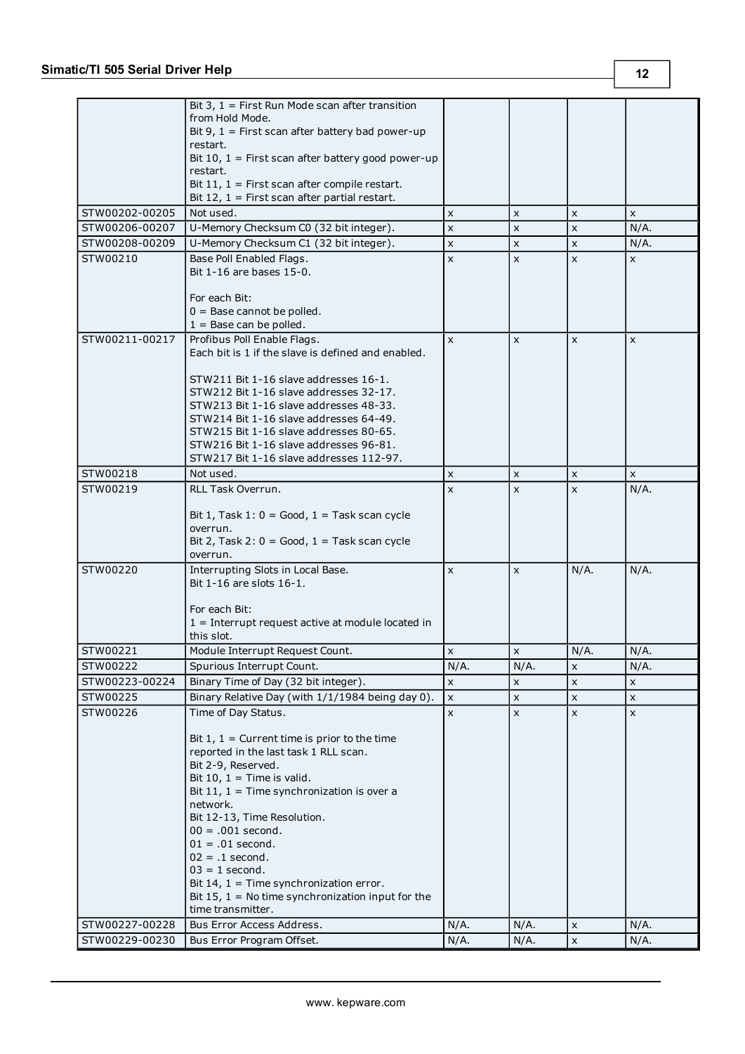| | | | | | |
|---|---|---|---|---|---|
| | Bit 3, 1 = First Run Mode scan after transition from Hold Mode.<br>Bit 9, 1 = First scan after battery bad power-up restart.<br>Bit 10, 1 = First scan after battery good power-up restart.<br>Bit 11, 1 = First scan after compile restart.<br>Bit 12, 1 = First scan after partial restart. | | | | |
| STW00202-00205 | Not used. | x | x | x | x |
| STW00206-00207 | U-Memory Checksum C0 (32 bit integer). | x | x | x | N/A. |
| STW00208-00209 | U-Memory Checksum C1 (32 bit integer). | x | x | x | N/A. |
| STW00210 | Base Poll Enabled Flags.<br>Bit 1-16 are bases 15-0.<br><br>For each Bit:<br>0 = Base cannot be polled.<br>1 = Base can be polled. | x | x | x | x |
| STW00211-00217 | Profibus Poll Enable Flags.<br>Each bit is 1 if the slave is defined and enabled.<br><br>STW211 Bit 1-16 slave addresses 16-1.<br>STW212 Bit 1-16 slave addresses 32-17.<br>STW213 Bit 1-16 slave addresses 48-33.<br>STW214 Bit 1-16 slave addresses 64-49.<br>STW215 Bit 1-16 slave addresses 80-65.<br>STW216 Bit 1-16 slave addresses 96-81.<br>STW217 Bit 1-16 slave addresses 112-97. | x | x | x | x |
| STW00218 | Not used. | x | x | x | x |
| STW00219 | RLL Task Overrun.<br><br>Bit 1, Task 1: 0 = Good, 1 = Task scan cycle overrun.<br>Bit 2, Task 2: 0 = Good, 1 = Task scan cycle overrun. | x | x | x | N/A. |
| STW00220 | Interrupting Slots in Local Base.<br>Bit 1-16 are slots 16-1.<br><br>For each Bit:<br>1 = Interrupt request active at module located in this slot. | x | x | N/A. | N/A. |
| STW00221 | Module Interrupt Request Count. | x | x | N/A. | N/A. |
| STW00222 | Spurious Interrupt Count. | N/A. | N/A. | x | N/A. |
| STW00223-00224 | Binary Time of Day (32 bit integer). | x | x | x | x |
| STW00225 | Binary Relative Day (with 1/1/1984 being day 0). | x | x | x | x |
| STW00226 | Time of Day Status.<br><br>Bit 1, 1 = Current time is prior to the time reported in the last task 1 RLL scan.<br>Bit 2-9, Reserved.<br>Bit 10, 1 = Time is valid.<br>Bit 11, 1 = Time synchronization is over a network.<br>Bit 12-13, Time Resolution.<br>00 = .001 second.<br>01 = .01 second.<br>02 = .1 second.<br>03 = 1 second.<br>Bit 14, 1 = Time synchronization error.<br>Bit 15, 1 = No time synchronization input for the time transmitter. | x | x | x | x |
| STW00227-00228 | Bus Error Access Address. | N/A. | N/A. | x | N/A. |
| STW00229-00230 | Bus Error Program Offset. | N/A. | N/A. | x | N/A. |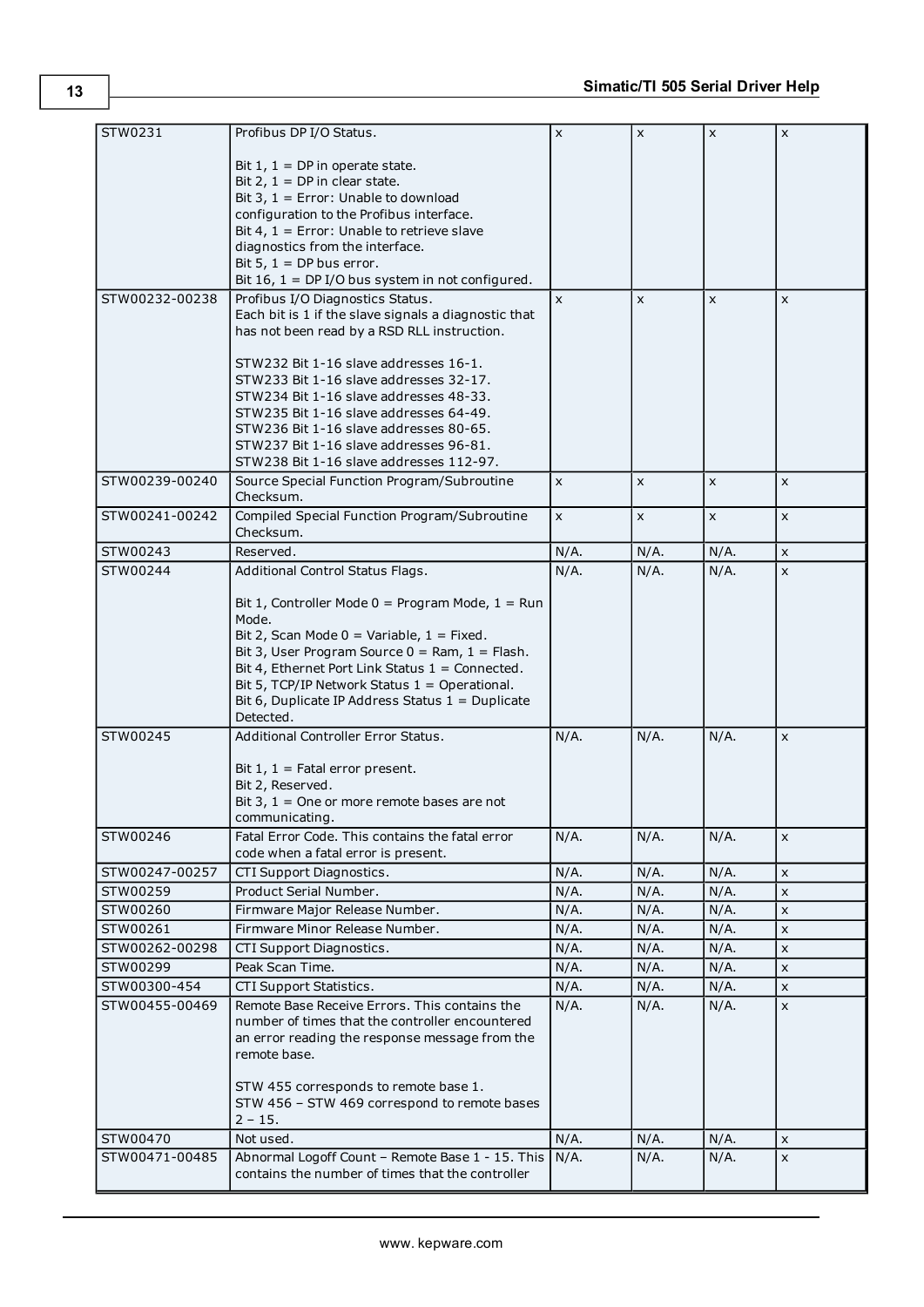| | | | | | |
|---|---|---|---|---|---|
| STW0231 | Profibus DP I/O Status.<br><br>Bit 1, 1 = DP in operate state.<br>Bit 2, 1 = DP in clear state.<br>Bit 3, 1 = Error: Unable to download configuration to the Profibus interface.<br>Bit 4, 1 = Error: Unable to retrieve slave diagnostics from the interface.<br>Bit 5, 1 = DP bus error.<br>Bit 16, 1 = DP I/O bus system in not configured. | x | x | x | x |
| STW00232-00238 | Profibus I/O Diagnostics Status.<br>Each bit is 1 if the slave signals a diagnostic that has not been read by a RSD RLL instruction.<br><br>STW232 Bit 1-16 slave addresses 16-1.<br>STW233 Bit 1-16 slave addresses 32-17.<br>STW234 Bit 1-16 slave addresses 48-33.<br>STW235 Bit 1-16 slave addresses 64-49.<br>STW236 Bit 1-16 slave addresses 80-65.<br>STW237 Bit 1-16 slave addresses 96-81.<br>STW238 Bit 1-16 slave addresses 112-97. | x | x | x | x |
| STW00239-00240 | Source Special Function Program/Subroutine Checksum. | x | x | x | x |
| STW00241-00242 | Compiled Special Function Program/Subroutine Checksum. | x | x | x | x |
| STW00243 | Reserved. | N/A. | N/A. | N/A. | x |
| STW00244 | Additional Control Status Flags.<br><br>Bit 1, Controller Mode 0 = Program Mode, 1 = Run Mode.<br>Bit 2, Scan Mode 0 = Variable, 1 = Fixed.<br>Bit 3, User Program Source 0 = Ram, 1 = Flash.<br>Bit 4, Ethernet Port Link Status 1 = Connected.<br>Bit 5, TCP/IP Network Status 1 = Operational.<br>Bit 6, Duplicate IP Address Status 1 = Duplicate Detected. | N/A. | N/A. | N/A. | x |
| STW00245 | Additional Controller Error Status.<br><br>Bit 1, 1 = Fatal error present.<br>Bit 2, Reserved.<br>Bit 3, 1 = One or more remote bases are not communicating. | N/A. | N/A. | N/A. | x |
| STW00246 | Fatal Error Code. This contains the fatal error code when a fatal error is present. | N/A. | N/A. | N/A. | x |
| STW00247-00257 | CTI Support Diagnostics. | N/A. | N/A. | N/A. | x |
| STW00259 | Product Serial Number. | N/A. | N/A. | N/A. | x |
| STW00260 | Firmware Major Release Number. | N/A. | N/A. | N/A. | x |
| STW00261 | Firmware Minor Release Number. | N/A. | N/A. | N/A. | x |
| STW00262-00298 | CTI Support Diagnostics. | N/A. | N/A. | N/A. | x |
| STW00299 | Peak Scan Time. | N/A. | N/A. | N/A. | x |
| STW00300-454 | CTI Support Statistics. | N/A. | N/A. | N/A. | x |
| STW00455-00469 | Remote Base Receive Errors. This contains the number of times that the controller encountered an error reading the response message from the remote base.<br><br>STW 455 corresponds to remote base 1.<br>STW 456 – STW 469 correspond to remote bases 2 – 15. | N/A. | N/A. | N/A. | x |
| STW00470 | Not used. | N/A. | N/A. | N/A. | x |
| STW00471-00485 | Abnormal Logoff Count – Remote Base 1 - 15. This contains the number of times that the controller | N/A. | N/A. | N/A. | x |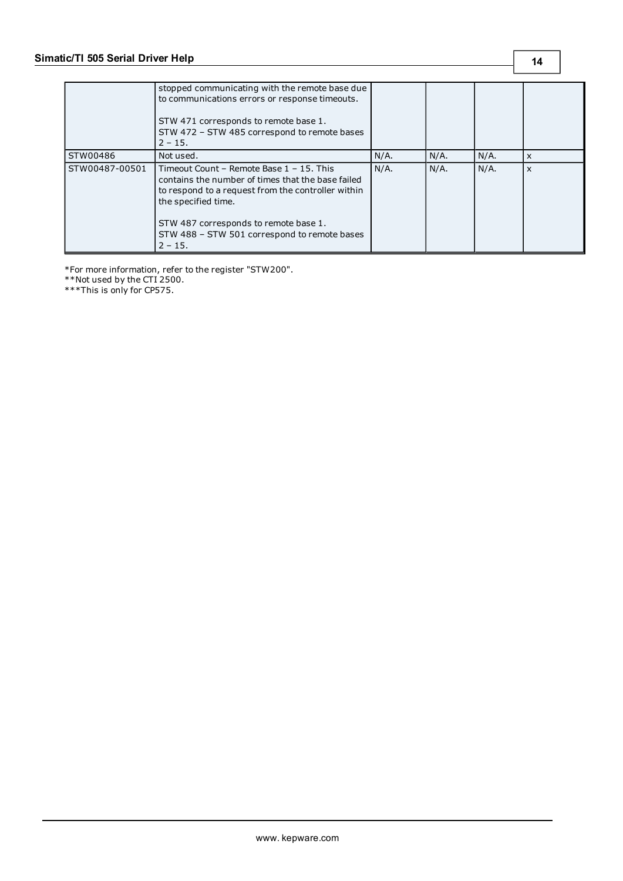| | | | | | |
|---|---|---|---|---|---|
| | stopped communicating with the remote base due to communications errors or response timeouts.<br><br>STW 471 corresponds to remote base 1.<br>STW 472 – STW 485 correspond to remote bases 2 – 15. | | | | |
| STW00486 | Not used. | N/A. | N/A. | N/A. | x |
| STW00487-00501 | Timeout Count – Remote Base 1 – 15. This contains the number of times that the base failed to respond to a request from the controller within the specified time.<br><br>STW 487 corresponds to remote base 1.<br>STW 488 – STW 501 correspond to remote bases 2 – 15. | N/A. | N/A. | N/A. | x |

*For more information, refer to the register "STW200".
**Not used by the CTI 2500.
***This is only for CP575.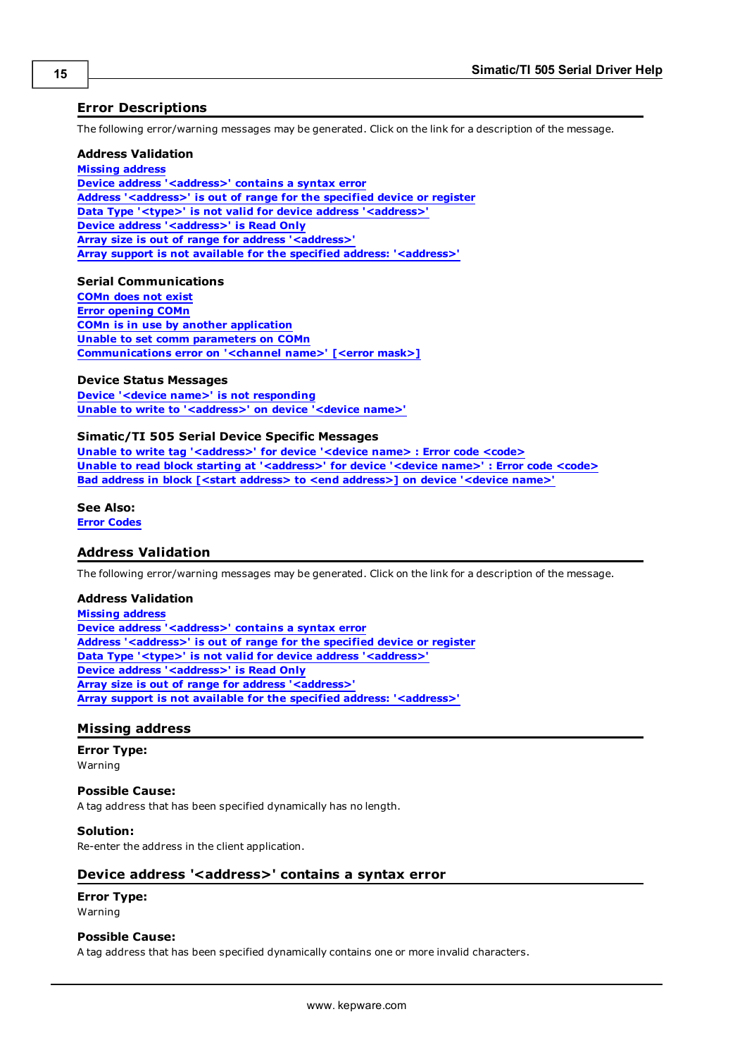## Error Descriptions

The following error/warning messages may be generated. Click on the link for a description of the message.

### Address Validation

Missing address
Device address '<address>' contains a syntax error
Address '<address>' is out of range for the specified device or register
Data Type '<type>' is not valid for device address '<address>'
Device address '<address>' is Read Only
Array size is out of range for address '<address>'
Array support is not available for the specified address: '<address>'

### Serial Communications

COMn does not exist
Error opening COMn
COMn is in use by another application
Unable to set comm parameters on COMn
Communications error on '<channel name>' [<error mask>]

### Device Status Messages

Device '<device name>' is not responding
Unable to write to '<address>' on device '<device name>'

### Simatic/TI 505 Serial Device Specific Messages

Unable to write tag '<address>' for device '<device name> : Error code <code>
Unable to read block starting at '<address>' for device '<device name>' : Error code <code>
Bad address in block [<start address> to <end address>] on device '<device name>'

**See Also:**
Error Codes

## Address Validation

The following error/warning messages may be generated. Click on the link for a description of the message.

### Address Validation

Missing address
Device address '<address>' contains a syntax error
Address '<address>' is out of range for the specified device or register
Data Type '<type>' is not valid for device address '<address>'
Device address '<address>' is Read Only
Array size is out of range for address '<address>'
Array support is not available for the specified address: '<address>'

## Missing address

**Error Type:**
Warning

**Possible Cause:**
A tag address that has been specified dynamically has no length.

**Solution:**
Re-enter the address in the client application.

## Device address '<address>' contains a syntax error

**Error Type:**
Warning

**Possible Cause:**
A tag address that has been specified dynamically contains one or more invalid characters.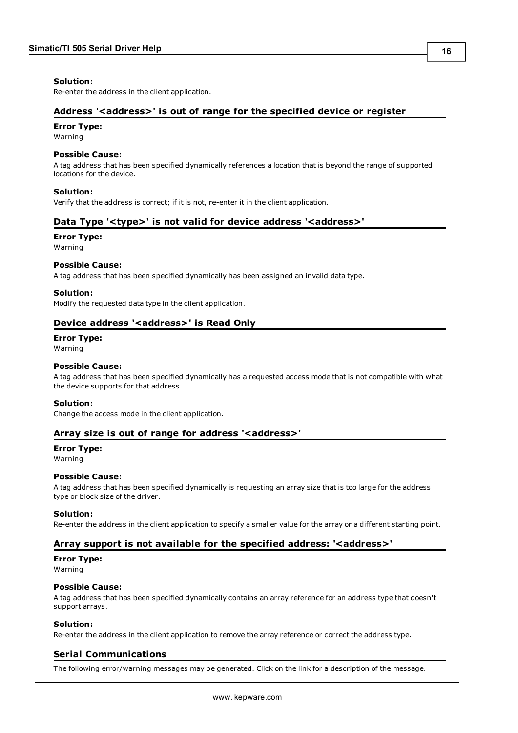#### Solution:
Re-enter the address in the client application.

### Address '<address>' is out of range for the specified device or register

#### Error Type:
Warning

#### Possible Cause:
A tag address that has been specified dynamically references a location that is beyond the range of supported locations for the device.

#### Solution:
Verify that the address is correct; if it is not, re-enter it in the client application.

### Data Type '<type>' is not valid for device address '<address>'

#### Error Type:
Warning

#### Possible Cause:
A tag address that has been specified dynamically has been assigned an invalid data type.

#### Solution:
Modify the requested data type in the client application.

### Device address '<address>' is Read Only

#### Error Type:
Warning

#### Possible Cause:
A tag address that has been specified dynamically has a requested access mode that is not compatible with what the device supports for that address.

#### Solution:
Change the access mode in the client application.

### Array size is out of range for address '<address>'

#### Error Type:
Warning

#### Possible Cause:
A tag address that has been specified dynamically is requesting an array size that is too large for the address type or block size of the driver.

#### Solution:
Re-enter the address in the client application to specify a smaller value for the array or a different starting point.

### Array support is not available for the specified address: '<address>'

#### Error Type:
Warning

#### Possible Cause:
A tag address that has been specified dynamically contains an array reference for an address type that doesn't support arrays.

#### Solution:
Re-enter the address in the client application to remove the array reference or correct the address type.

## Serial Communications

The following error/warning messages may be generated. Click on the link for a description of the message.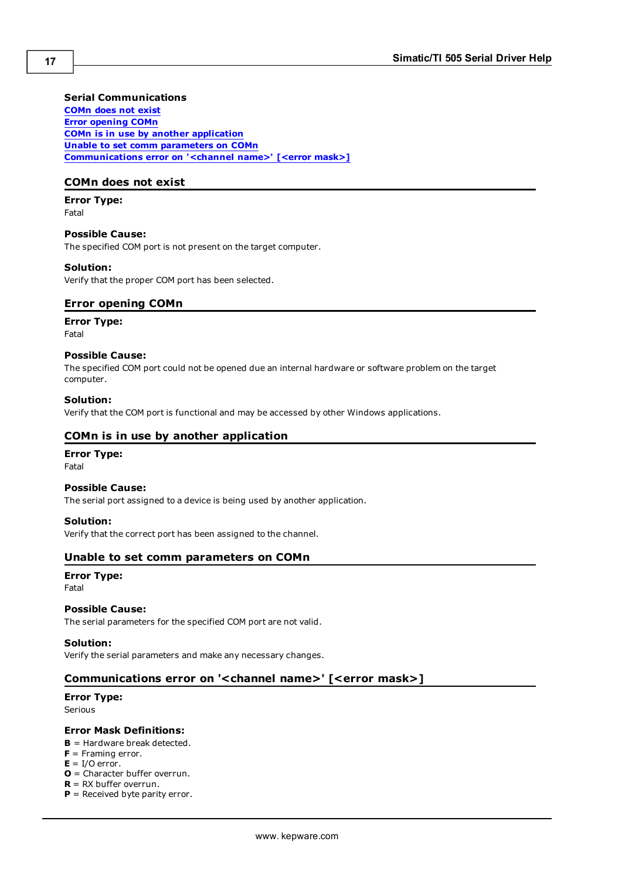### Serial Communications

[COMn does not exist](#)
[Error opening COMn](#)
[COMn is in use by another application](#)
[Unable to set comm parameters on COMn](#)
[Communications error on '<channel name>' [<error mask>]](#)

## COMn does not exist

**Error Type:**
Fatal

**Possible Cause:**
The specified COM port is not present on the target computer.

**Solution:**
Verify that the proper COM port has been selected.

## Error opening COMn

**Error Type:**
Fatal

**Possible Cause:**
The specified COM port could not be opened due an internal hardware or software problem on the target computer.

**Solution:**
Verify that the COM port is functional and may be accessed by other Windows applications.

## COMn is in use by another application

**Error Type:**
Fatal

**Possible Cause:**
The serial port assigned to a device is being used by another application.

**Solution:**
Verify that the correct port has been assigned to the channel.

## Unable to set comm parameters on COMn

**Error Type:**
Fatal

**Possible Cause:**
The serial parameters for the specified COM port are not valid.

**Solution:**
Verify the serial parameters and make any necessary changes.

## Communications error on '<channel name>' [<error mask>]

**Error Type:**
Serious

**Error Mask Definitions:**
**B** = Hardware break detected.
**F** = Framing error.
**E** = I/O error.
**O** = Character buffer overrun.
**R** = RX buffer overrun.
**P** = Received byte parity error.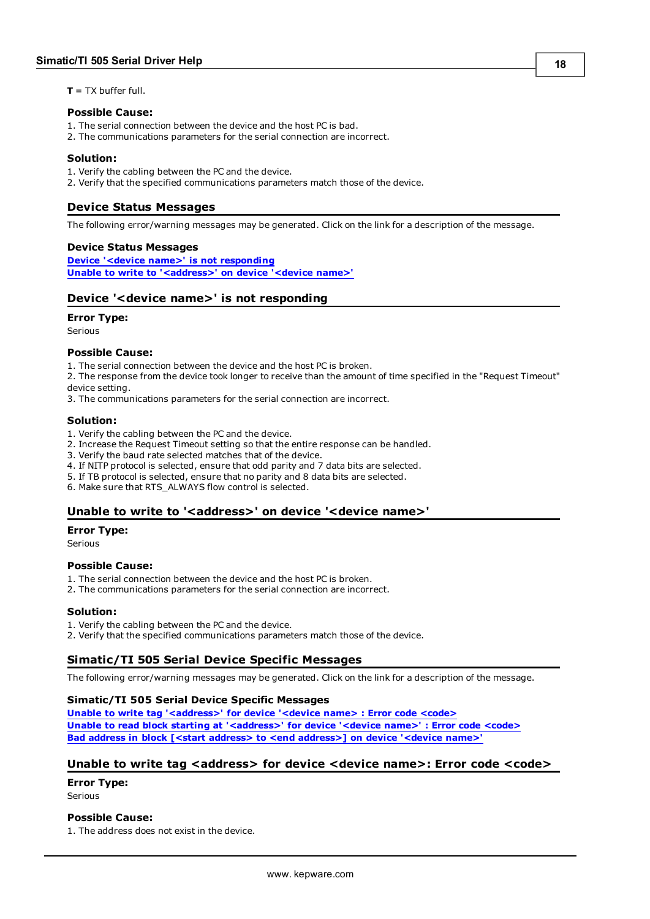**T** = TX buffer full.

**Possible Cause:**
1. The serial connection between the device and the host PC is bad.
2. The communications parameters for the serial connection are incorrect.

**Solution:**
1. Verify the cabling between the PC and the device.
2. Verify that the specified communications parameters match those of the device.

## Device Status Messages

The following error/warning messages may be generated. Click on the link for a description of the message.

**Device Status Messages**
[Device '<device name>' is not responding](#)
[Unable to write to '<address>' on device '<device name>'](#)

## Device '<device name>' is not responding

**Error Type:**
Serious

**Possible Cause:**
1. The serial connection between the device and the host PC is broken.
2. The response from the device took longer to receive than the amount of time specified in the "Request Timeout" device setting.
3. The communications parameters for the serial connection are incorrect.

**Solution:**
1. Verify the cabling between the PC and the device.
2. Increase the Request Timeout setting so that the entire response can be handled.
3. Verify the baud rate selected matches that of the device.
4. If NITP protocol is selected, ensure that odd parity and 7 data bits are selected.
5. If TB protocol is selected, ensure that no parity and 8 data bits are selected.
6. Make sure that RTS_ALWAYS flow control is selected.

## Unable to write to '<address>' on device '<device name>'

**Error Type:**
Serious

**Possible Cause:**
1. The serial connection between the device and the host PC is broken.
2. The communications parameters for the serial connection are incorrect.

**Solution:**
1. Verify the cabling between the PC and the device.
2. Verify that the specified communications parameters match those of the device.

## Simatic/TI 505 Serial Device Specific Messages

The following error/warning messages may be generated. Click on the link for a description of the message.

**Simatic/TI 505 Serial Device Specific Messages**
[Unable to write tag '<address>' for device '<device name> : Error code <code>](#)
[Unable to read block starting at '<address>' for device '<device name>' : Error code <code>](#)
[Bad address in block [<start address> to <end address>] on device '<device name>'](#)

## Unable to write tag <address> for device <device name>: Error code <code>

**Error Type:**
Serious

**Possible Cause:**
1. The address does not exist in the device.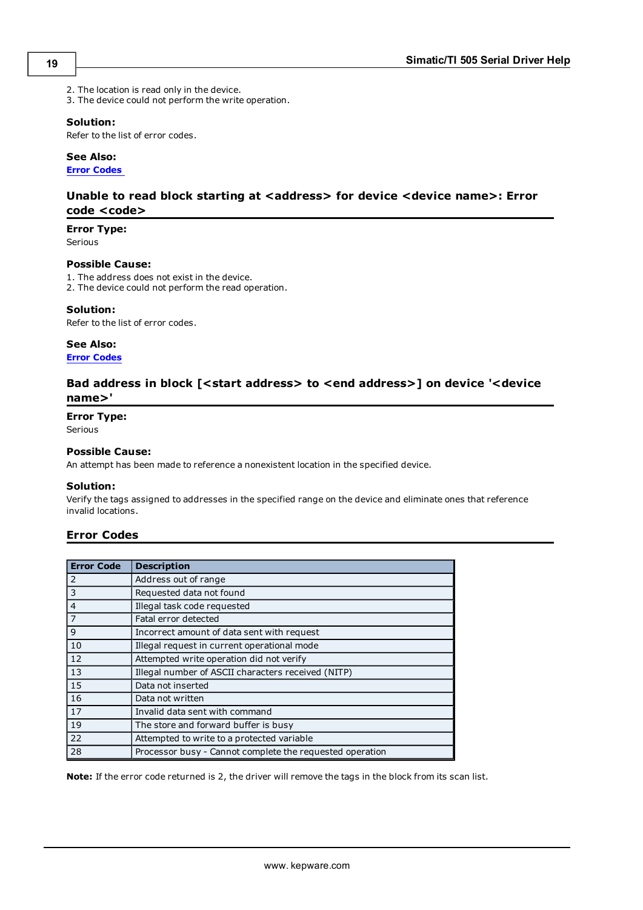2. The location is read only in the device.
3. The device could not perform the write operation.

**Solution:**
Refer to the list of error codes.

**See Also:**
Error Codes

### Unable to read block starting at <address> for device <device name>: Error code <code>

**Error Type:**
Serious

**Possible Cause:**
1. The address does not exist in the device.
2. The device could not perform the read operation.

**Solution:**
Refer to the list of error codes.

**See Also:**
Error Codes

### Bad address in block [<start address> to <end address>] on device '<device name>'

**Error Type:**
Serious

**Possible Cause:**
An attempt has been made to reference a nonexistent location in the specified device.

**Solution:**
Verify the tags assigned to addresses in the specified range on the device and eliminate ones that reference invalid locations.

## Error Codes

| Error Code | Description |
| --- | --- |
| 2 | Address out of range |
| 3 | Requested data not found |
| 4 | Illegal task code requested |
| 7 | Fatal error detected |
| 9 | Incorrect amount of data sent with request |
| 10 | Illegal request in current operational mode |
| 12 | Attempted write operation did not verify |
| 13 | Illegal number of ASCII characters received (NITP) |
| 15 | Data not inserted |
| 16 | Data not written |
| 17 | Invalid data sent with command |
| 19 | The store and forward buffer is busy |
| 22 | Attempted to write to a protected variable |
| 28 | Processor busy - Cannot complete the requested operation |

**Note:** If the error code returned is 2, the driver will remove the tags in the block from its scan list.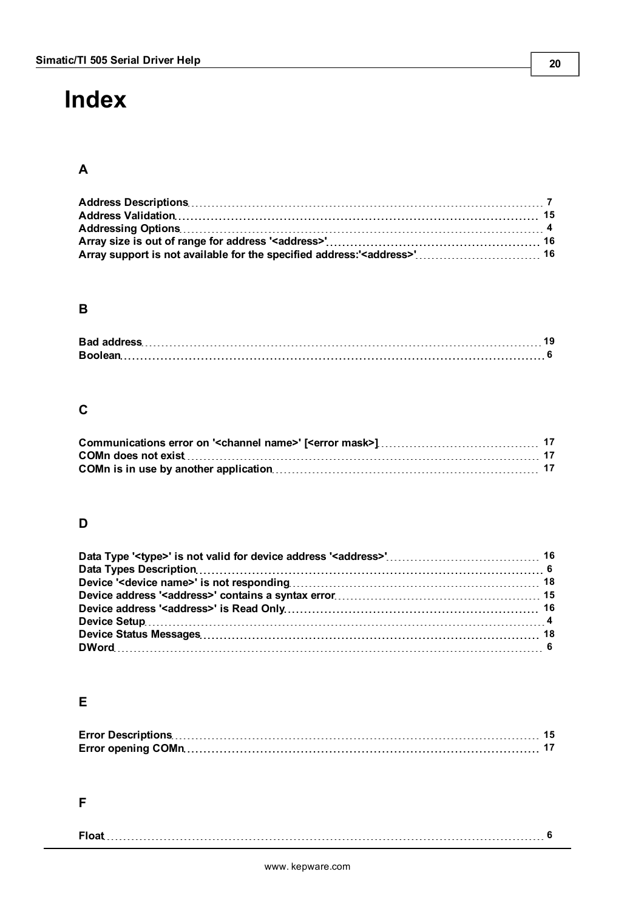# Index

## A

**Address Descriptions** 7
**Address Validation** 15
**Addressing Options** 4
**Array size is out of range for address '<address>'** 16
**Array support is not available for the specified address:'<address>'** 16

## B

**Bad address** 19
**Boolean** 6

## C

**Communications error on '<channel name>' [<error mask>]** 17
**COMn does not exist** 17
**COMn is in use by another application** 17

## D

**Data Type '<type>' is not valid for device address '<address>'** 16
**Data Types Description** 6
**Device '<device name>' is not responding** 18
**Device address '<address>' contains a syntax error** 15
**Device address '<address>' is Read Only** 16
**Device Setup** 4
**Device Status Messages** 18
**DWord** 6

## E

**Error Descriptions** 15
**Error opening COMn** 17

## F

**Float** 6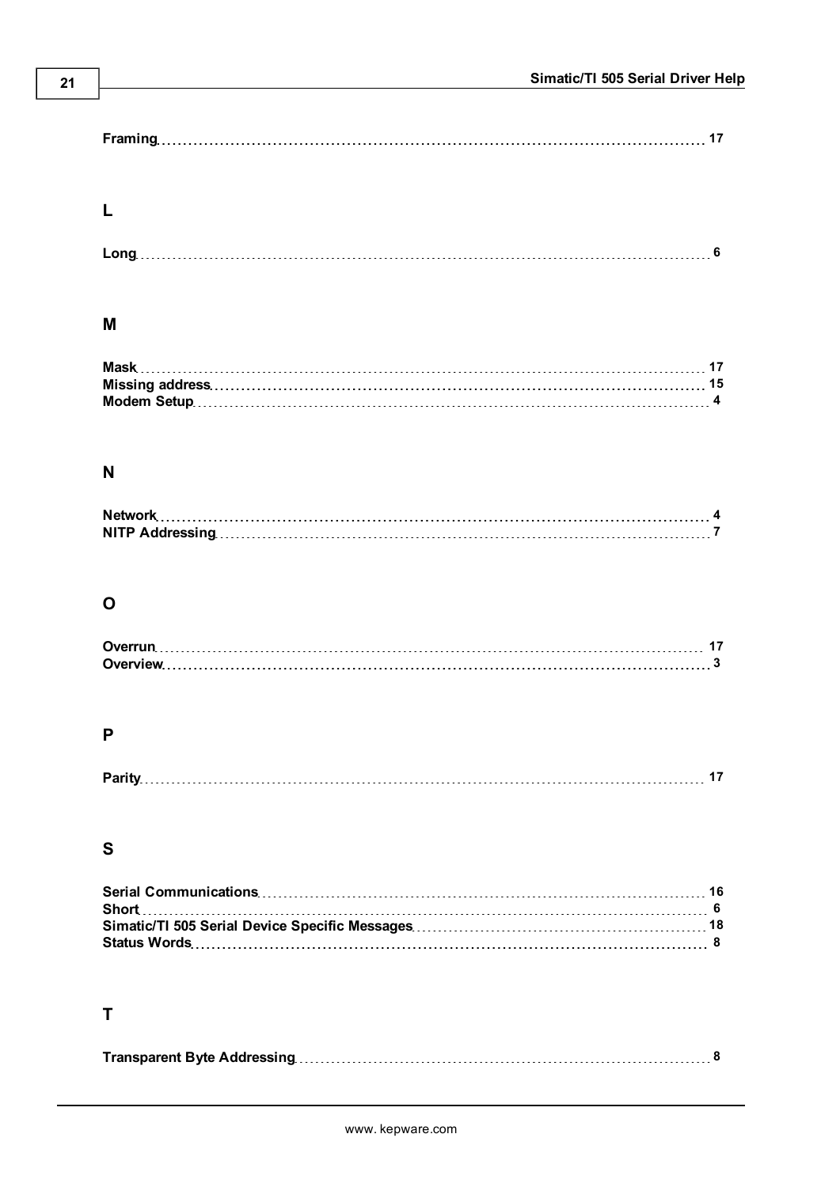**Framing** ........................................................ 17

## L

**Long** ........................................................ 6

## M

**Mask** ........................................................ 17
**Missing address** ........................................................ 15
**Modem Setup** ........................................................ 4

## N

**Network** ........................................................ 4
**NITP Addressing** ........................................................ 7

## O

**Overrun** ........................................................ 17
**Overview** ........................................................ 3

## P

**Parity** ........................................................ 17

## S

**Serial Communications** ........................................................ 16
**Short** ........................................................ 6
**Simatic/TI 505 Serial Device Specific Messages** ........................................................ 18
**Status Words** ........................................................ 8

## T

**Transparent Byte Addressing** ........................................................ 8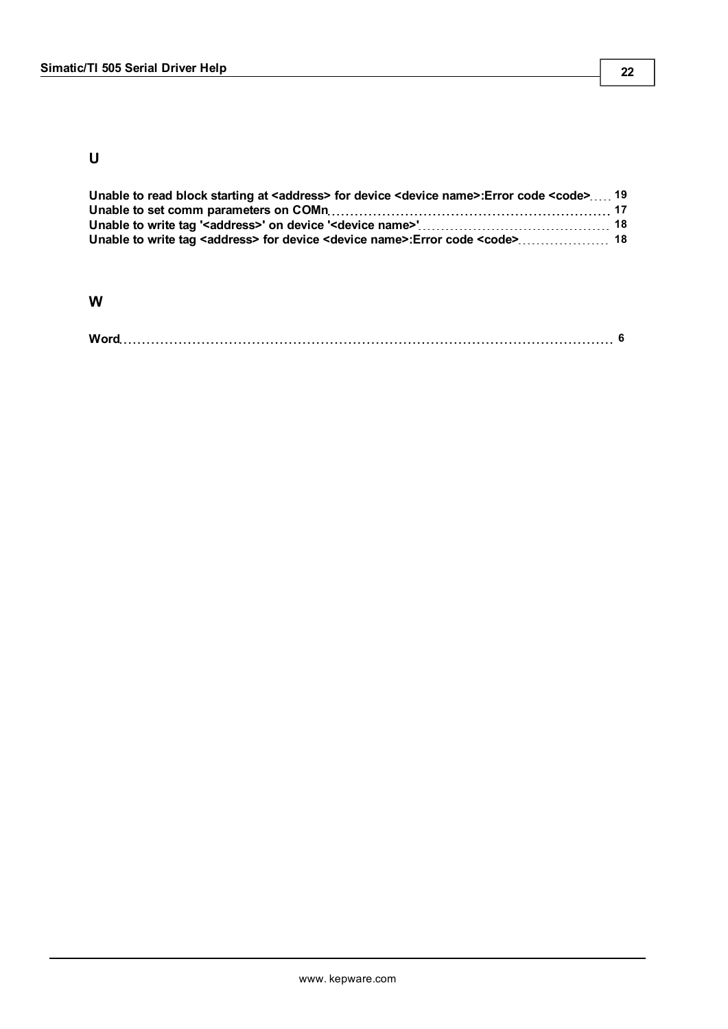## U

**Unable to read block starting at <address> for device <device name>:Error code <code>** 19
**Unable to set comm parameters on COMn** 17
**Unable to write tag '<address>' on device '<device name>'** 18
**Unable to write tag <address> for device <device name>:Error code <code>** 18

## W

**Word** 6